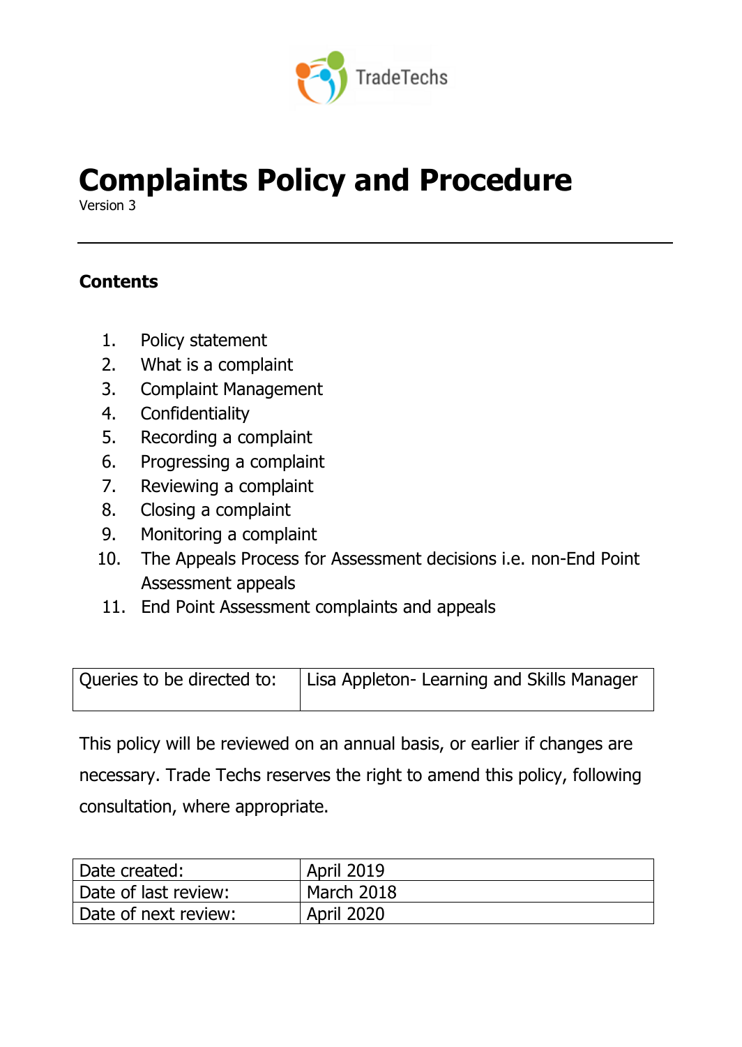TradeTechs

# Complaints Policy and Procedure

Version 3

---

**Contents**

1. Policy statement
2. What is a complaint
3. Complaint Management
4. Confidentiality
5. Recording a complaint
6. Progressing a complaint
7. Reviewing a complaint
8. Closing a complaint
9. Monitoring a complaint
10. The Appeals Process for Assessment decisions i.e. non-End Point Assessment appeals
11. End Point Assessment complaints and appeals

| Queries to be directed to: | Lisa Appleton- Learning and Skills Manager |
|---|---|

This policy will be reviewed on an annual basis, or earlier if changes are necessary. Trade Techs reserves the right to amend this policy, following consultation, where appropriate.

| Date created: | April 2019 |
|---|---|
| Date of last review: | March 2018 |
| Date of next review: | April 2020 |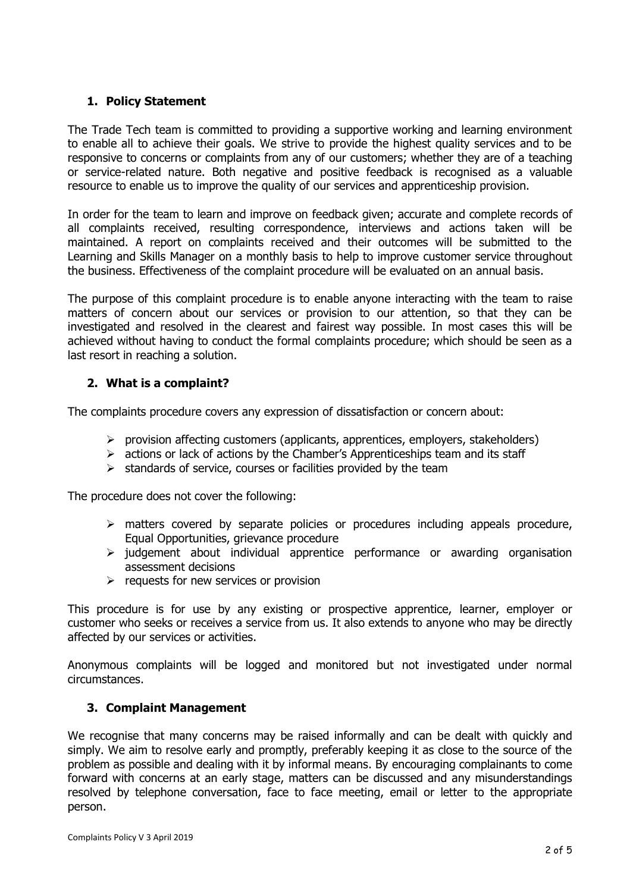## 1. Policy Statement

The Trade Tech team is committed to providing a supportive working and learning environment to enable all to achieve their goals. We strive to provide the highest quality services and to be responsive to concerns or complaints from any of our customers; whether they are of a teaching or service-related nature. Both negative and positive feedback is recognised as a valuable resource to enable us to improve the quality of our services and apprenticeship provision.

In order for the team to learn and improve on feedback given; accurate and complete records of all complaints received, resulting correspondence, interviews and actions taken will be maintained. A report on complaints received and their outcomes will be submitted to the Learning and Skills Manager on a monthly basis to help to improve customer service throughout the business. Effectiveness of the complaint procedure will be evaluated on an annual basis.

The purpose of this complaint procedure is to enable anyone interacting with the team to raise matters of concern about our services or provision to our attention, so that they can be investigated and resolved in the clearest and fairest way possible. In most cases this will be achieved without having to conduct the formal complaints procedure; which should be seen as a last resort in reaching a solution.

## 2. What is a complaint?

The complaints procedure covers any expression of dissatisfaction or concern about:

- provision affecting customers (applicants, apprentices, employers, stakeholders)
- actions or lack of actions by the Chamber's Apprenticeships team and its staff
- standards of service, courses or facilities provided by the team

The procedure does not cover the following:

- matters covered by separate policies or procedures including appeals procedure, Equal Opportunities, grievance procedure
- judgement about individual apprentice performance or awarding organisation assessment decisions
- requests for new services or provision

This procedure is for use by any existing or prospective apprentice, learner, employer or customer who seeks or receives a service from us. It also extends to anyone who may be directly affected by our services or activities.

Anonymous complaints will be logged and monitored but not investigated under normal circumstances.

## 3. Complaint Management

We recognise that many concerns may be raised informally and can be dealt with quickly and simply. We aim to resolve early and promptly, preferably keeping it as close to the source of the problem as possible and dealing with it by informal means. By encouraging complainants to come forward with concerns at an early stage, matters can be discussed and any misunderstandings resolved by telephone conversation, face to face meeting, email or letter to the appropriate person.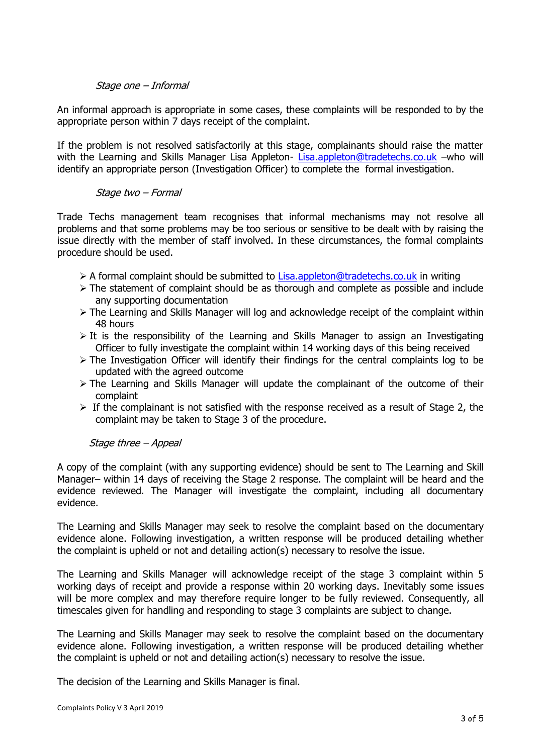*Stage one – Informal*

An informal approach is appropriate in some cases, these complaints will be responded to by the appropriate person within 7 days receipt of the complaint.

If the problem is not resolved satisfactorily at this stage, complainants should raise the matter with the Learning and Skills Manager Lisa Appleton- Lisa.appleton@tradetechs.co.uk –who will identify an appropriate person (Investigation Officer) to complete the formal investigation.

*Stage two – Formal*

Trade Techs management team recognises that informal mechanisms may not resolve all problems and that some problems may be too serious or sensitive to be dealt with by raising the issue directly with the member of staff involved. In these circumstances, the formal complaints procedure should be used.

- A formal complaint should be submitted to Lisa.appleton@tradetechs.co.uk in writing
- The statement of complaint should be as thorough and complete as possible and include any supporting documentation
- The Learning and Skills Manager will log and acknowledge receipt of the complaint within 48 hours
- It is the responsibility of the Learning and Skills Manager to assign an Investigating Officer to fully investigate the complaint within 14 working days of this being received
- The Investigation Officer will identify their findings for the central complaints log to be updated with the agreed outcome
- The Learning and Skills Manager will update the complainant of the outcome of their complaint
- If the complainant is not satisfied with the response received as a result of Stage 2, the complaint may be taken to Stage 3 of the procedure.

*Stage three – Appeal*

A copy of the complaint (with any supporting evidence) should be sent to The Learning and Skill Manager– within 14 days of receiving the Stage 2 response. The complaint will be heard and the evidence reviewed. The Manager will investigate the complaint, including all documentary evidence.

The Learning and Skills Manager may seek to resolve the complaint based on the documentary evidence alone. Following investigation, a written response will be produced detailing whether the complaint is upheld or not and detailing action(s) necessary to resolve the issue.

The Learning and Skills Manager will acknowledge receipt of the stage 3 complaint within 5 working days of receipt and provide a response within 20 working days. Inevitably some issues will be more complex and may therefore require longer to be fully reviewed. Consequently, all timescales given for handling and responding to stage 3 complaints are subject to change.

The Learning and Skills Manager may seek to resolve the complaint based on the documentary evidence alone. Following investigation, a written response will be produced detailing whether the complaint is upheld or not and detailing action(s) necessary to resolve the issue.

The decision of the Learning and Skills Manager is final.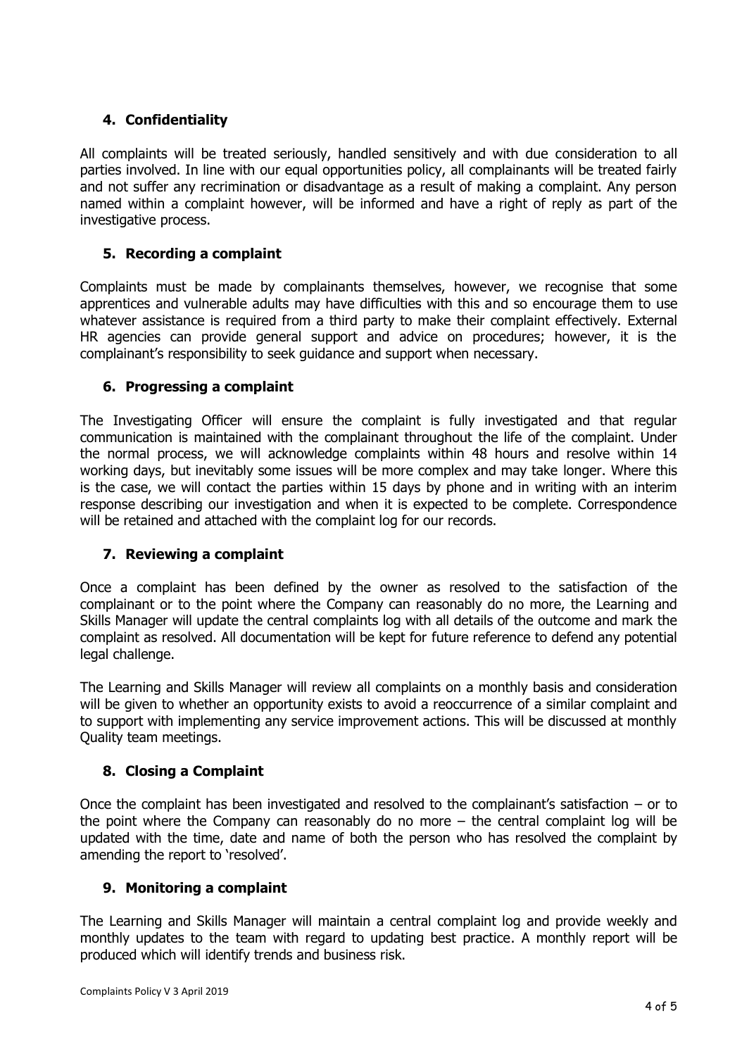## 4. Confidentiality

All complaints will be treated seriously, handled sensitively and with due consideration to all parties involved. In line with our equal opportunities policy, all complainants will be treated fairly and not suffer any recrimination or disadvantage as a result of making a complaint. Any person named within a complaint however, will be informed and have a right of reply as part of the investigative process.

## 5. Recording a complaint

Complaints must be made by complainants themselves, however, we recognise that some apprentices and vulnerable adults may have difficulties with this and so encourage them to use whatever assistance is required from a third party to make their complaint effectively. External HR agencies can provide general support and advice on procedures; however, it is the complainant's responsibility to seek guidance and support when necessary.

## 6. Progressing a complaint

The Investigating Officer will ensure the complaint is fully investigated and that regular communication is maintained with the complainant throughout the life of the complaint. Under the normal process, we will acknowledge complaints within 48 hours and resolve within 14 working days, but inevitably some issues will be more complex and may take longer. Where this is the case, we will contact the parties within 15 days by phone and in writing with an interim response describing our investigation and when it is expected to be complete. Correspondence will be retained and attached with the complaint log for our records.

## 7. Reviewing a complaint

Once a complaint has been defined by the owner as resolved to the satisfaction of the complainant or to the point where the Company can reasonably do no more, the Learning and Skills Manager will update the central complaints log with all details of the outcome and mark the complaint as resolved. All documentation will be kept for future reference to defend any potential legal challenge.

The Learning and Skills Manager will review all complaints on a monthly basis and consideration will be given to whether an opportunity exists to avoid a reoccurrence of a similar complaint and to support with implementing any service improvement actions. This will be discussed at monthly Quality team meetings.

## 8. Closing a Complaint

Once the complaint has been investigated and resolved to the complainant's satisfaction – or to the point where the Company can reasonably do no more – the central complaint log will be updated with the time, date and name of both the person who has resolved the complaint by amending the report to 'resolved'.

## 9. Monitoring a complaint

The Learning and Skills Manager will maintain a central complaint log and provide weekly and monthly updates to the team with regard to updating best practice. A monthly report will be produced which will identify trends and business risk.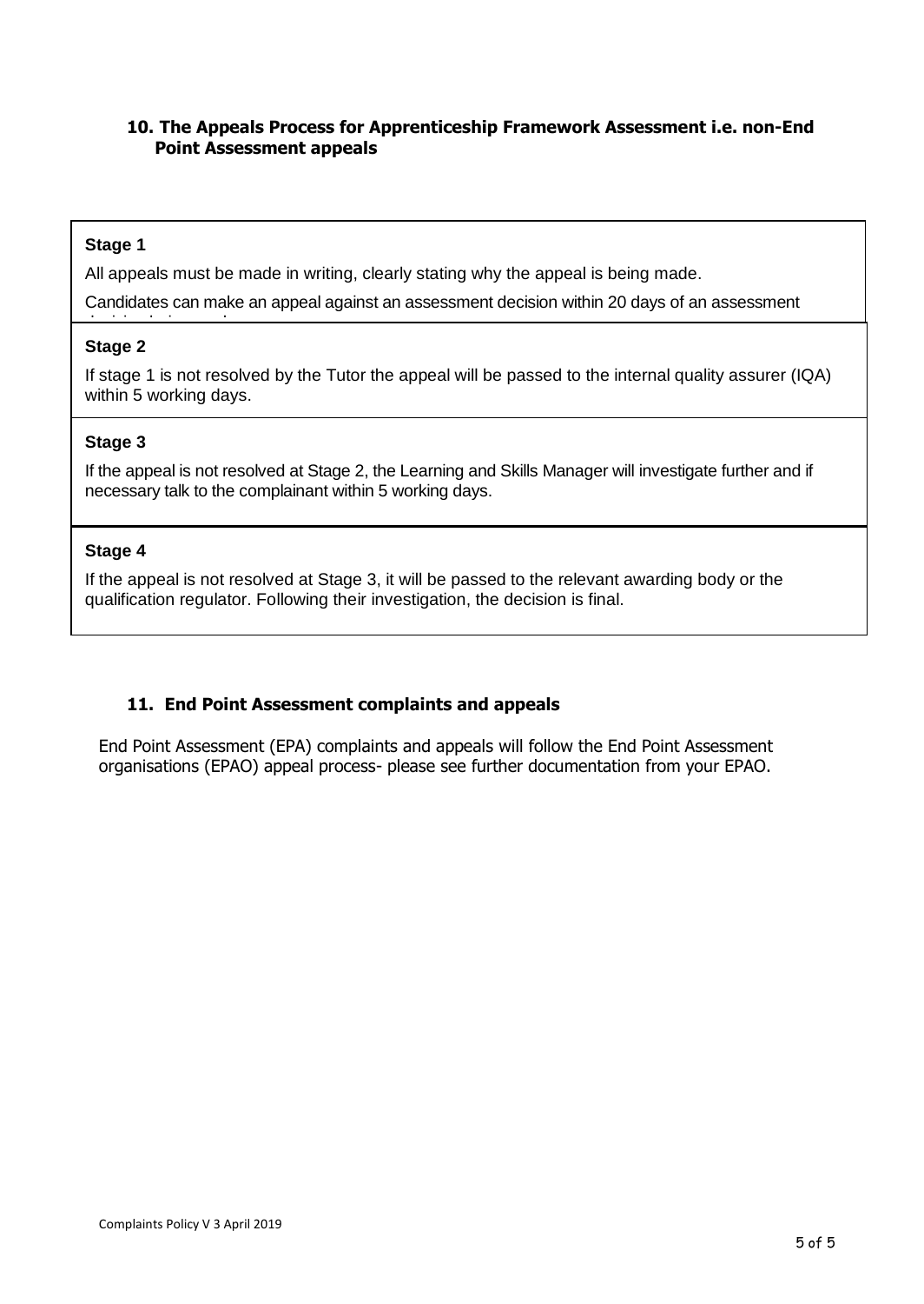## 10. The Appeals Process for Apprenticeship Framework Assessment i.e. non-End Point Assessment appeals

**Stage 1**

All appeals must be made in writing, clearly stating why the appeal is being made.

Candidates can make an appeal against an assessment decision within 20 days of an assessment decision being made.

**Stage 2**

If stage 1 is not resolved by the Tutor the appeal will be passed to the internal quality assurer (IQA) within 5 working days.

**Stage 3**

If the appeal is not resolved at Stage 2, the Learning and Skills Manager will investigate further and if necessary talk to the complainant within 5 working days.

**Stage 4**

If the appeal is not resolved at Stage 3, it will be passed to the relevant awarding body or the qualification regulator. Following their investigation, the decision is final.

## 11. End Point Assessment complaints and appeals

End Point Assessment (EPA) complaints and appeals will follow the End Point Assessment organisations (EPAO) appeal process- please see further documentation from your EPAO.